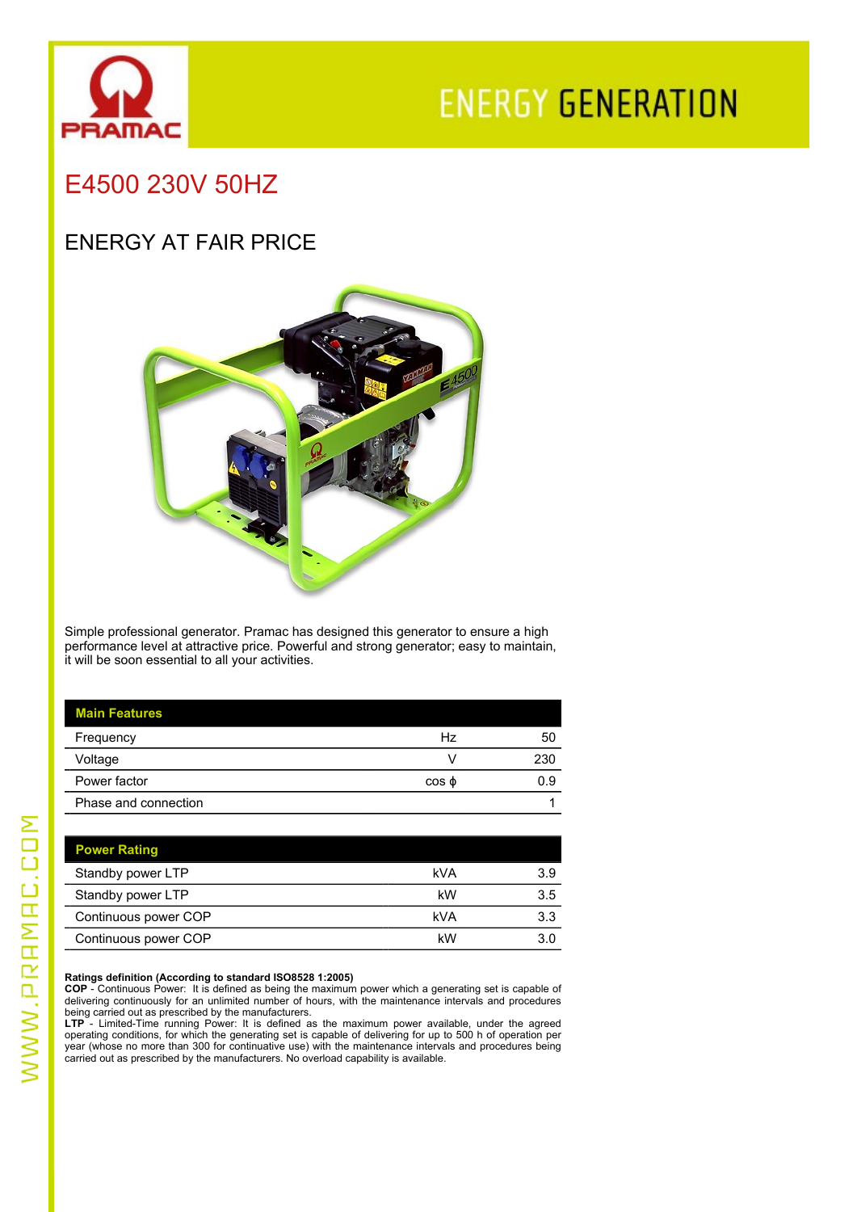PRAMAC

ENERGY GENERATION

# E4500 230V 50HZ

## ENERGY AT FAIR PRICE

Simple professional generator. Pramac has designed this generator to ensure a high performance level at attractive price. Powerful and strong generator; easy to maintain, it will be soon essential to all your activities.

| Main Features | | |
|---|---|---|
| Frequency | Hz | 50 |
| Voltage | V | 230 |
| Power factor | cos ϕ | 0.9 |
| Phase and connection | | 1 |

| Power Rating | | |
|---|---|---|
| Standby power LTP | kVA | 3.9 |
| Standby power LTP | kW | 3.5 |
| Continuous power COP | kVA | 3.3 |
| Continuous power COP | kW | 3.0 |

**Ratings definition (According to standard ISO8528 1:2005)**
**COP** - Continuous Power: It is defined as being the maximum power which a generating set is capable of delivering continuously for an unlimited number of hours, with the maintenance intervals and procedures being carried out as prescribed by the manufacturers.
**LTP** - Limited-Time running Power: It is defined as the maximum power available, under the agreed operating conditions, for which the generating set is capable of delivering for up to 500 h of operation per year (whose no more than 300 for continuative use) with the maintenance intervals and procedures being carried out as prescribed by the manufacturers. No overload capability is available.

WWW.PRAMAC.COM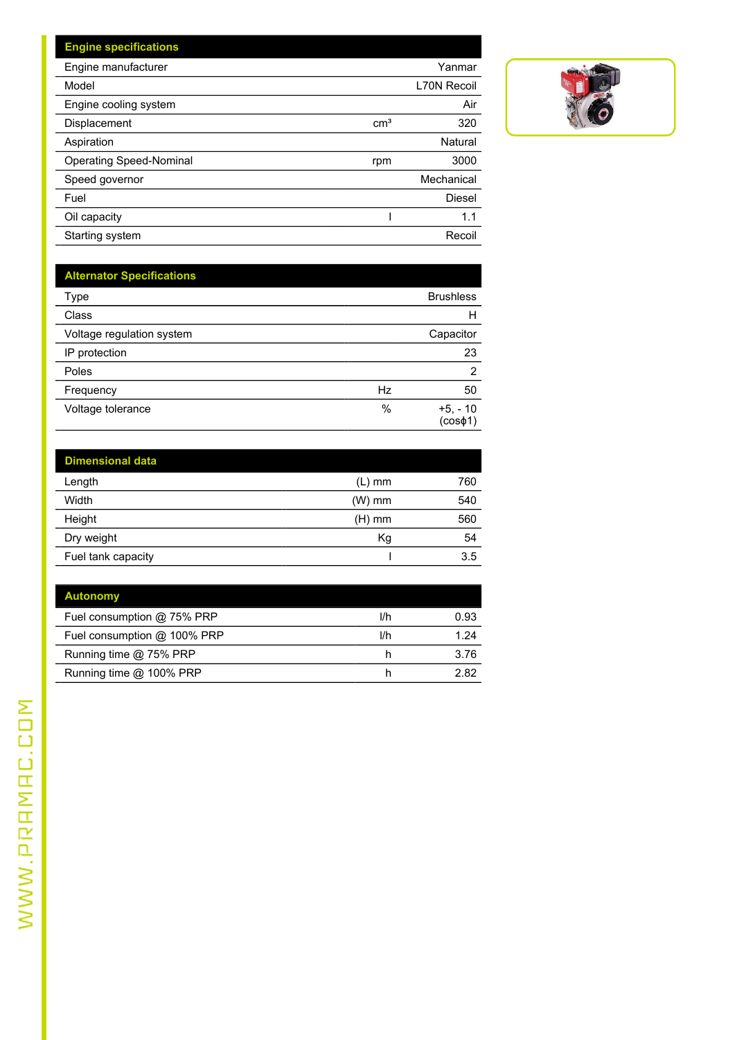## Engine specifications

| Engine specifications | | |
|---|---|---|
| Engine manufacturer | | Yanmar |
| Model | | L70N Recoil |
| Engine cooling system | | Air |
| Displacement | $cm^3$ | 320 |
| Aspiration | | Natural |
| Operating Speed-Nominal | rpm | 3000 |
| Speed governor | | Mechanical |
| Fuel | | Diesel |
| Oil capacity | l | 1.1 |
| Starting system | | Recoil |

## Alternator Specifications

| Alternator Specifications | | |
|---|---|---|
| Type | | Brushless |
| Class | | H |
| Voltage regulation system | | Capacitor |
| IP protection | | 23 |
| Poles | | 2 |
| Frequency | Hz | 50 |
| Voltage tolerance | % | +5, - 10 (cosϕ1) |

## Dimensional data

| Dimensional data | | |
|---|---|---|
| Length | (L) mm | 760 |
| Width | (W) mm | 540 |
| Height | (H) mm | 560 |
| Dry weight | Kg | 54 |
| Fuel tank capacity | l | 3.5 |

## Autonomy

| Autonomy | | |
|---|---|---|
| Fuel consumption @ 75% PRP | l/h | 0.93 |
| Fuel consumption @ 100% PRP | l/h | 1.24 |
| Running time @ 75% PRP | h | 3.76 |
| Running time @ 100% PRP | h | 2.82 |

WWW.PRAMAC.COM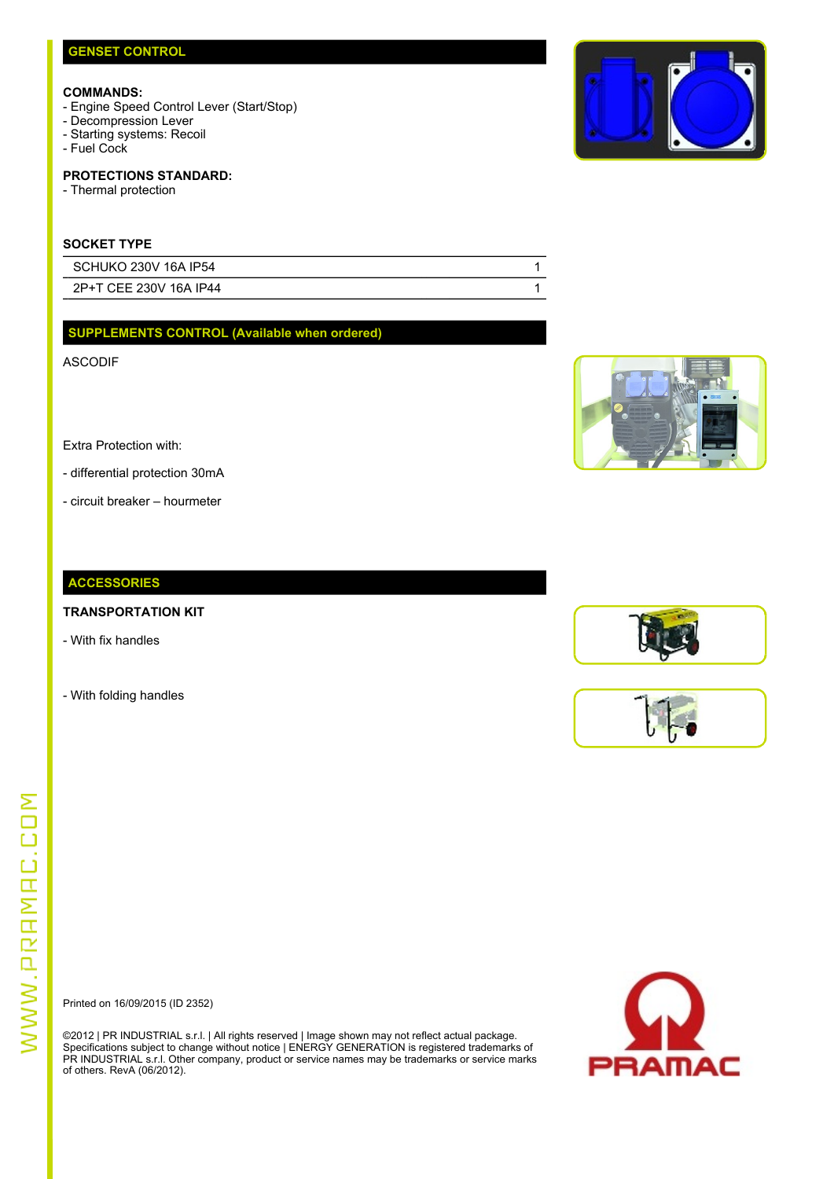## GENSET CONTROL

**COMMANDS:**
- Engine Speed Control Lever (Start/Stop)
- Decompression Lever
- Starting systems: Recoil
- Fuel Cock

**PROTECTIONS STANDARD:**
- Thermal protection

**SOCKET TYPE**

| | |
|---|---|
| SCHUKO 230V 16A IP54 | 1 |
| 2P+T CEE 230V 16A IP44 | 1 |

## SUPPLEMENTS CONTROL (Available when ordered)

ASCODIF

Extra Protection with:

- differential protection 30mA

- circuit breaker – hourmeter

## ACCESSORIES

**TRANSPORTATION KIT**

- With fix handles

- With folding handles

Printed on 16/09/2015 (ID 2352)

©2012 | PR INDUSTRIAL s.r.l. | All rights reserved | Image shown may not reflect actual package. Specifications subject to change without notice | ENERGY GENERATION is registered trademarks of PR INDUSTRIAL s.r.l. Other company, product or service names may be trademarks or service marks of others. RevA (06/2012).